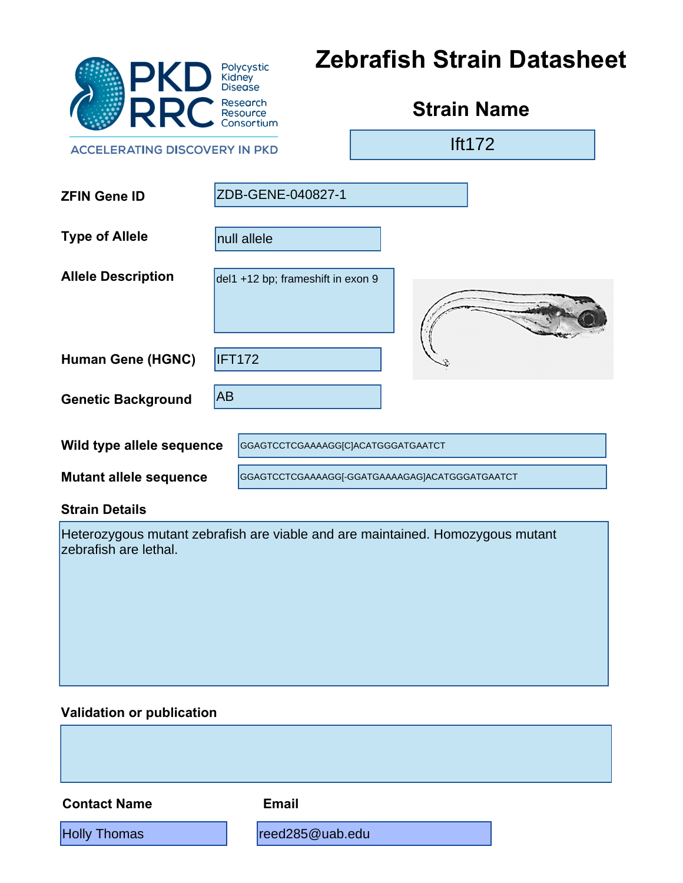# Zebrafish Strain Datasheet

PKD RRC — Polycystic Kidney Disease Research Resource Consortium

ACCELERATING DISCOVERY IN PKD

## Strain Name

Ift172

**ZFIN Gene ID**

ZDB-GENE-040827-1

**Type of Allele**

null allele

**Allele Description**

del1 +12 bp; frameshift in exon 9

**Human Gene (HGNC)**

IFT172

**Genetic Background**

AB

**Wild type allele sequence**

GGAGTCCTCGAAAAGG[C]ACATGGGATGAATCT

**Mutant allele sequence**

GGAGTCCTCGAAAAGG[-GGATGAAAAGAG]ACATGGGATGAATCT

**Strain Details**

Heterozygous mutant zebrafish are viable and are maintained. Homozygous mutant zebrafish are lethal.

**Validation or publication**

**Contact Name**

Holly Thomas

**Email**

reed285@uab.edu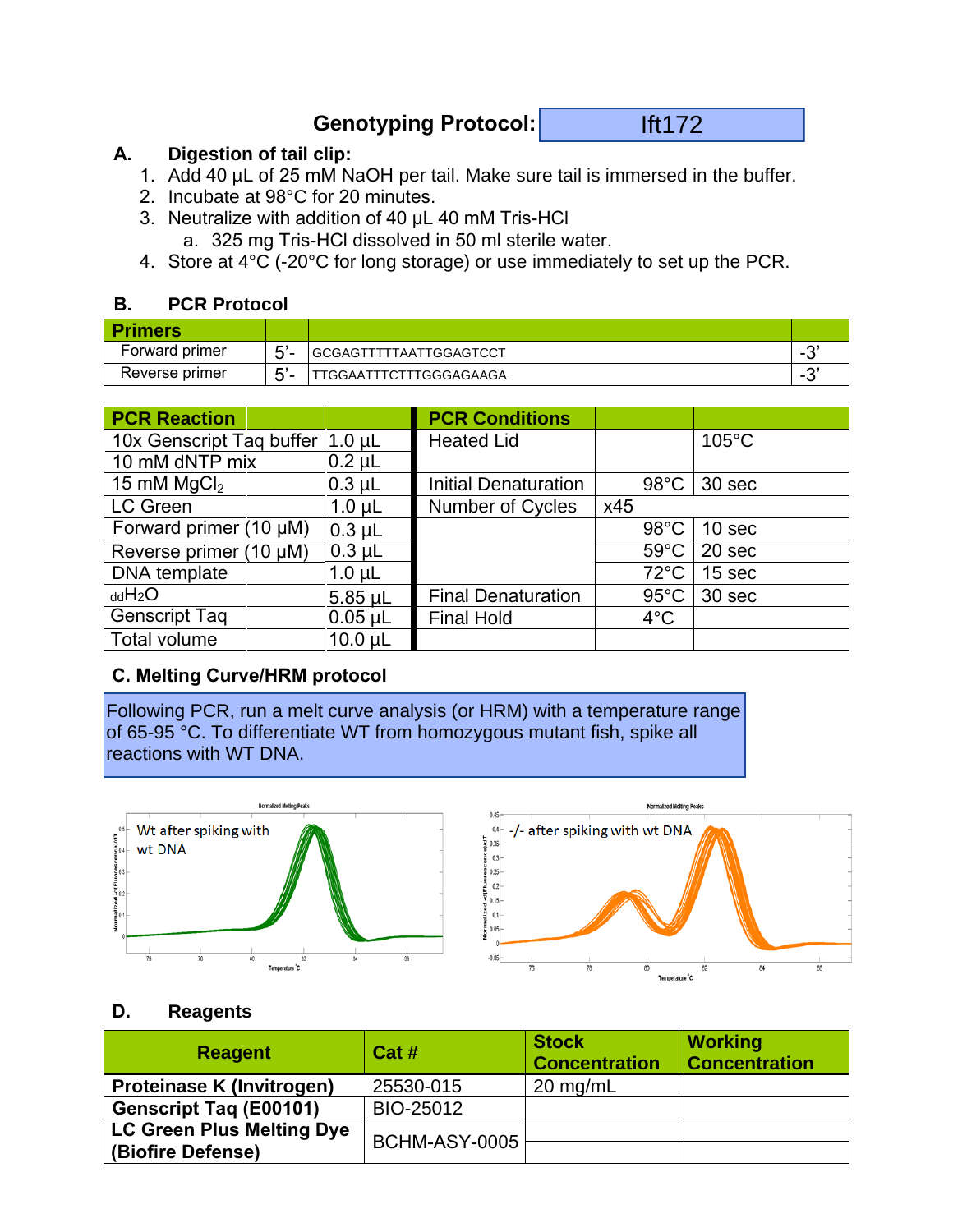# Genotyping Protocol: Ift172

**A. Digestion of tail clip:**

1. Add 40 µL of 25 mM NaOH per tail. Make sure tail is immersed in the buffer.
2. Incubate at 98°C for 20 minutes.
3. Neutralize with addition of 40 µL 40 mM Tris-HCl
   a. 325 mg Tris-HCl dissolved in 50 ml sterile water.
4. Store at 4°C (-20°C for long storage) or use immediately to set up the PCR.

**B. PCR Protocol**

| Primers | | | |
|---|---|---|---|
| Forward primer | 5'- | GCGAGTTTTTAATTGGAGTCCT | -3' |
| Reverse primer | 5'- | TTGGAATTTCTTTGGGAGAAGA | -3' |

| PCR Reaction | | PCR Conditions | | |
|---|---|---|---|---|
| 10x Genscript Taq buffer | 1.0 µL | Heated Lid | | 105°C |
| 10 mM dNTP mix | 0.2 µL | | | |
| 15 mM $MgCl_2$ | 0.3 µL | Initial Denaturation | 98°C | 30 sec |
| LC Green | 1.0 µL | Number of Cycles | x45 | |
| Forward primer (10 µM) | 0.3 µL | | 98°C | 10 sec |
| Reverse primer (10 µM) | 0.3 µL | | 59°C | 20 sec |
| DNA template | 1.0 µL | | 72°C | 15 sec |
| dd$H_2O$ | 5.85 µL | Final Denaturation | 95°C | 30 sec |
| Genscript Taq | 0.05 µL | Final Hold | 4°C | |
| Total volume | 10.0 µL | | | |

**C. Melting Curve/HRM protocol**

Following PCR, run a melt curve analysis (or HRM) with a temperature range of 65-95 °C. To differentiate WT from homozygous mutant fish, spike all reactions with WT DNA.

Normalized Melting Peaks
Wt after spiking with wt DNA
Normalized -d(Fluorescence)/dT
Temperature °C

Normalized Melting Peaks
-/- after spiking with wt DNA
Normalized -d(Fluorescence)/dT
Temperature °C

**D. Reagents**

| Reagent | Cat # | Stock Concentration | Working Concentration |
|---|---|---|---|
| **Proteinase K (Invitrogen)** | 25530-015 | 20 mg/mL | |
| **Genscript Taq (E00101)** | BIO-25012 | | |
| **LC Green Plus Melting Dye (Biofire Defense)** | BCHM-ASY-0005 | | |